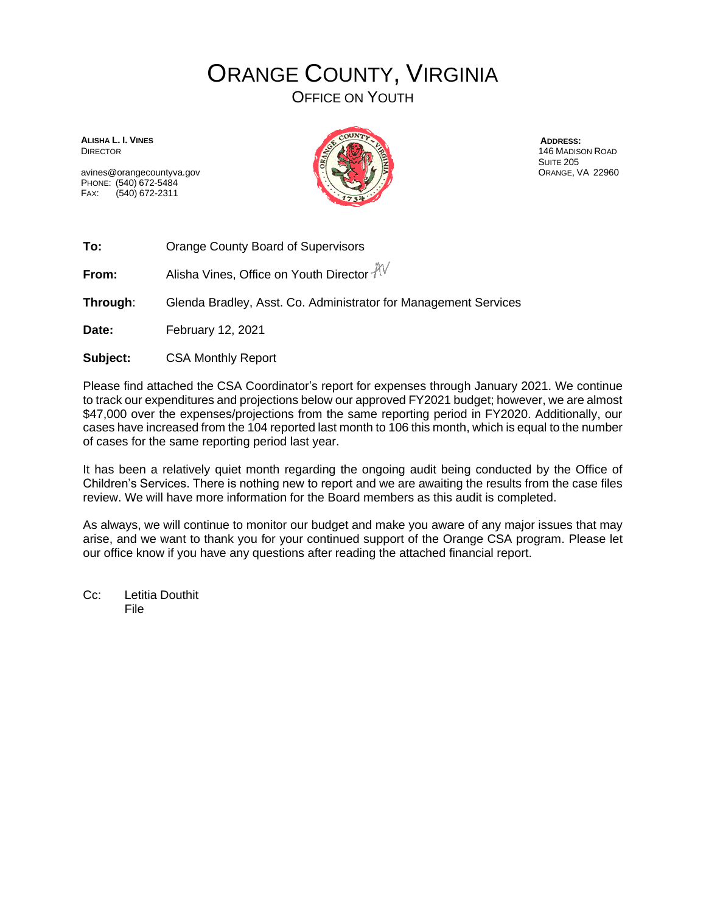# ORANGE COUNTY, VIRGINIA

## OFFICE ON YOUTH

**ALISHA L. I. VINES**
DIRECTOR

avines@orangecountyva.gov
PHONE: (540) 672-5484
FAX: (540) 672-2311

**ADDRESS:**
146 MADISON ROAD
SUITE 205
ORANGE, VA 22960

**To:** Orange County Board of Supervisors

**From:** Alisha Vines, Office on Youth Director AV

**Through**: Glenda Bradley, Asst. Co. Administrator for Management Services

**Date:** February 12, 2021

**Subject:** CSA Monthly Report

Please find attached the CSA Coordinator's report for expenses through January 2021. We continue to track our expenditures and projections below our approved FY2021 budget; however, we are almost $47,000 over the expenses/projections from the same reporting period in FY2020. Additionally, our cases have increased from the 104 reported last month to 106 this month, which is equal to the number of cases for the same reporting period last year.

It has been a relatively quiet month regarding the ongoing audit being conducted by the Office of Children's Services. There is nothing new to report and we are awaiting the results from the case files review. We will have more information for the Board members as this audit is completed.

As always, we will continue to monitor our budget and make you aware of any major issues that may arise, and we want to thank you for your continued support of the Orange CSA program. Please let our office know if you have any questions after reading the attached financial report.

Cc: Letitia Douthit
File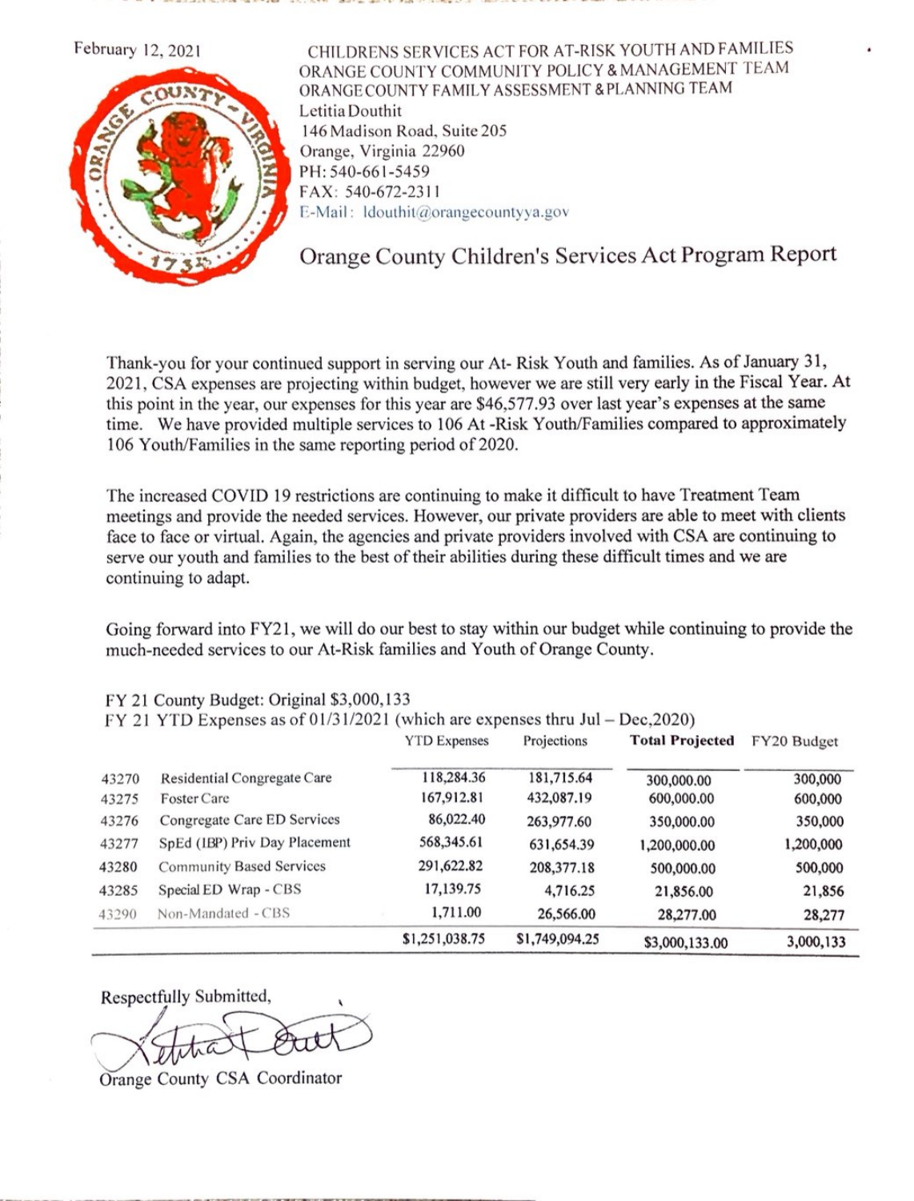February 12, 2021

CHILDRENS SERVICES ACT FOR AT-RISK YOUTH AND FAMILIES
ORANGE COUNTY COMMUNITY POLICY & MANAGEMENT TEAM
ORANGE COUNTY FAMILY ASSESSMENT & PLANNING TEAM
Letitia Douthit
146 Madison Road, Suite 205
Orange, Virginia 22960
PH: 540-661-5459
FAX: 540-672-2311
E-Mail: ldouthit@orangecountyva.gov

## Orange County Children's Services Act Program Report

Thank-you for your continued support in serving our At- Risk Youth and families. As of January 31, 2021, CSA expenses are projecting within budget, however we are still very early in the Fiscal Year. At this point in the year, our expenses for this year are $46,577.93 over last year's expenses at the same time. We have provided multiple services to 106 At -Risk Youth/Families compared to approximately 106 Youth/Families in the same reporting period of 2020.

The increased COVID 19 restrictions are continuing to make it difficult to have Treatment Team meetings and provide the needed services. However, our private providers are able to meet with clients face to face or virtual. Again, the agencies and private providers involved with CSA are continuing to serve our youth and families to the best of their abilities during these difficult times and we are continuing to adapt.

Going forward into FY21, we will do our best to stay within our budget while continuing to provide the much-needed services to our At-Risk families and Youth of Orange County.

FY 21 County Budget: Original $3,000,133
FY 21 YTD Expenses as of 01/31/2021 (which are expenses thru Jul – Dec,2020)

| | | YTD Expenses | Projections | **Total Projected** | FY20 Budget |
|---|---|---|---|---|---|
| 43270 | Residential Congregate Care | 118,284.36 | 181,715.64 | 300,000.00 | 300,000 |
| 43275 | Foster Care | 167,912.81 | 432,087.19 | 600,000.00 | 600,000 |
| 43276 | Congregate Care ED Services | 86,022.40 | 263,977.60 | 350,000.00 | 350,000 |
| 43277 | SpEd (IEP) Priv Day Placement | 568,345.61 | 631,654.39 | 1,200,000.00 | 1,200,000 |
| 43280 | Community Based Services | 291,622.82 | 208,377.18 | 500,000.00 | 500,000 |
| 43285 | Special ED Wrap - CBS | 17,139.75 | 4,716.25 | 21,856.00 | 21,856 |
| 43290 | Non-Mandated - CBS | 1,711.00 | 26,566.00 | 28,277.00 | 28,277 |
| | | $1,251,038.75 | $1,749,094.25 | $3,000,133.00 | 3,000,133 |

Respectfully Submitted,

Orange County CSA Coordinator